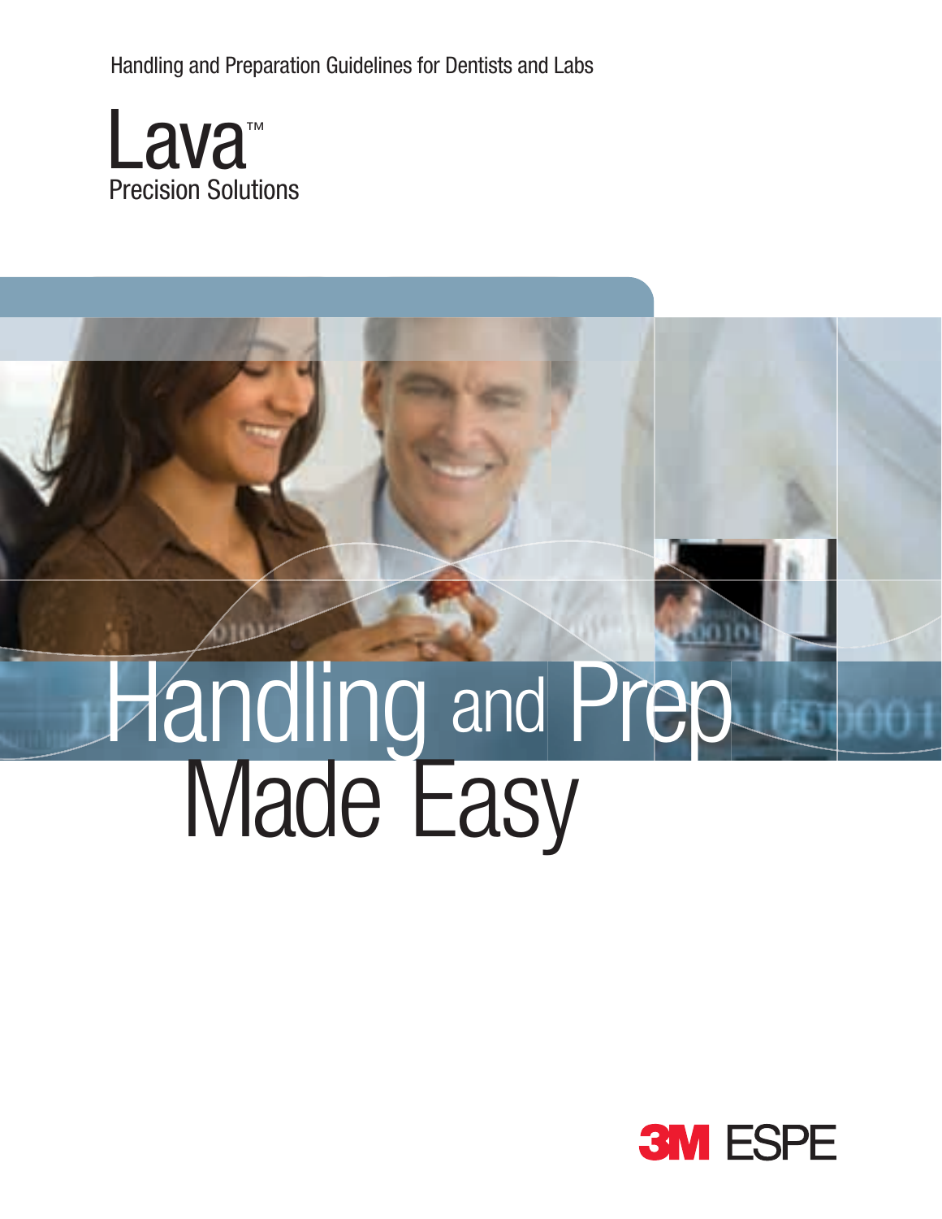Handling and Preparation Guidelines for Dentists and Labs

Lava™

Precision Solutions

# Handling and Prep Made Easy

3M ESPE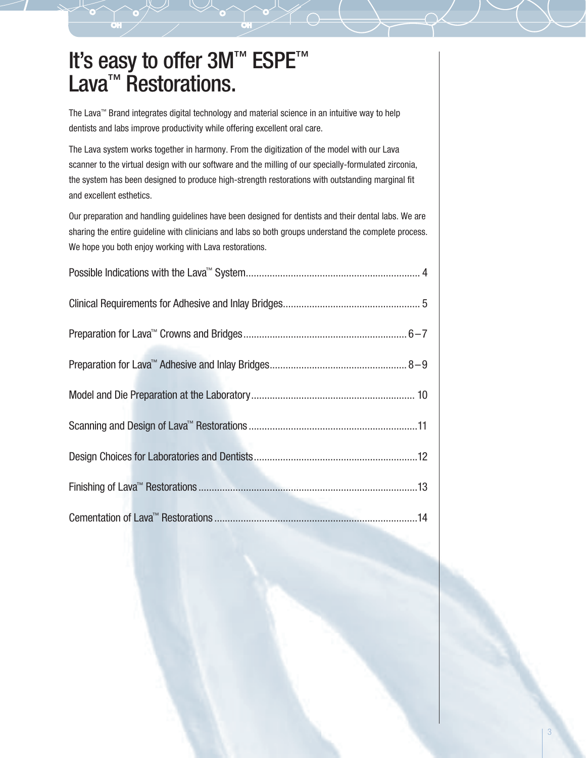# It's easy to offer 3M™ ESPE™ Lava™ Restorations.

The Lava™ Brand integrates digital technology and material science in an intuitive way to help dentists and labs improve productivity while offering excellent oral care.

The Lava system works together in harmony. From the digitization of the model with our Lava scanner to the virtual design with our software and the milling of our specially-formulated zirconia, the system has been designed to produce high-strength restorations with outstanding marginal fit and excellent esthetics.

Our preparation and handling guidelines have been designed for dentists and their dental labs. We are sharing the entire guideline with clinicians and labs so both groups understand the complete process. We hope you both enjoy working with Lava restorations.

Possible Indications with the Lava™ System .................... 4

Clinical Requirements for Adhesive and Inlay Bridges .................... 5

Preparation for Lava™ Crowns and Bridges .................... 6–7

Preparation for Lava™ Adhesive and Inlay Bridges .................... 8–9

Model and Die Preparation at the Laboratory .................... 10

Scanning and Design of Lava™ Restorations .................... 11

Design Choices for Laboratories and Dentists .................... 12

Finishing of Lava™ Restorations .................... 13

Cementation of Lava™ Restorations .................... 14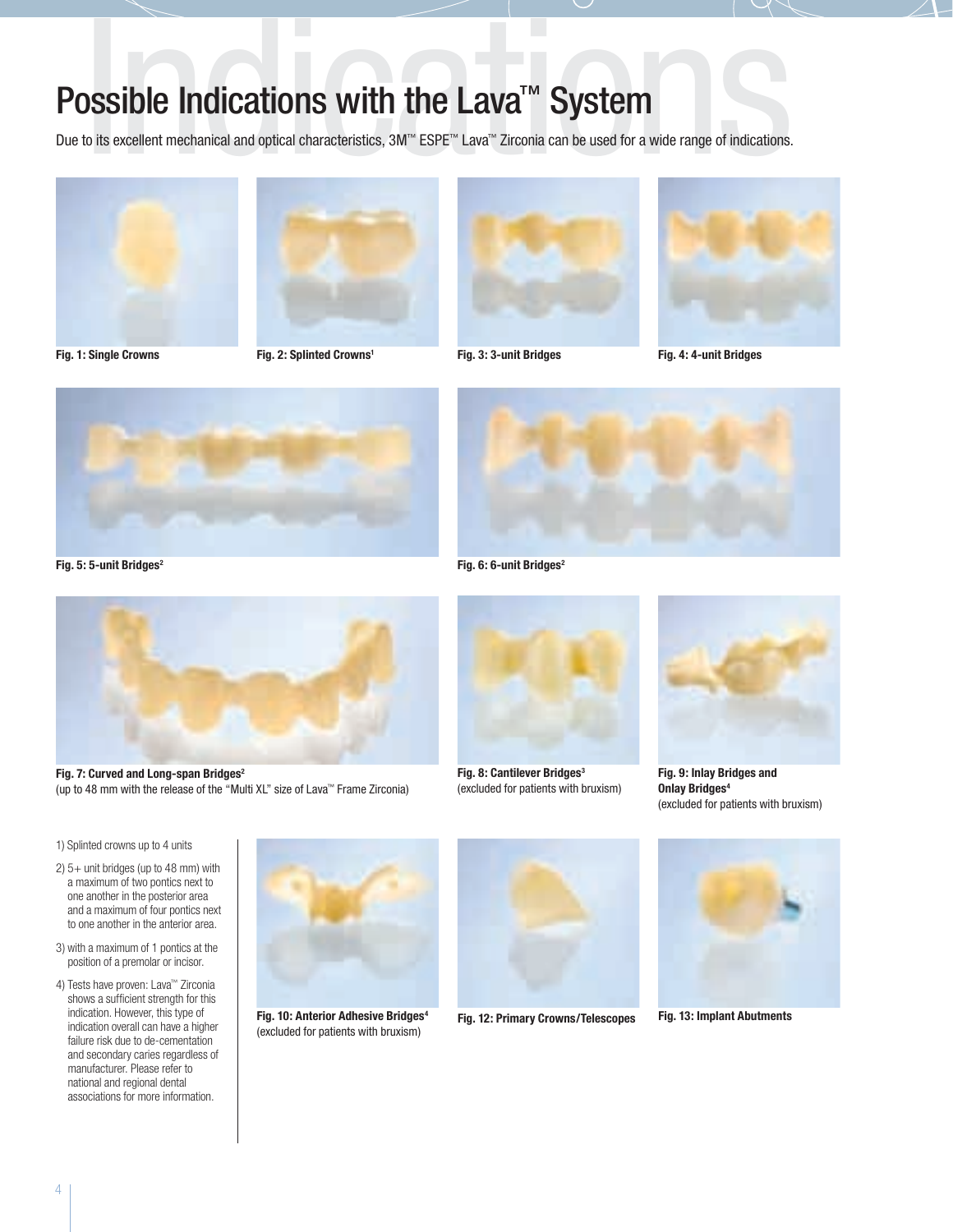# Possible Indications with the Lava™ System

Due to its excellent mechanical and optical characteristics, 3M™ ESPE™ Lava™ Zirconia can be used for a wide range of indications.

**Fig. 1: Single Crowns**

**Fig. 2: Splinted Crowns[1]**

**Fig. 3: 3-unit Bridges**

**Fig. 4: 4-unit Bridges**

**Fig. 5: 5-unit Bridges[2]**

**Fig. 6: 6-unit Bridges[2]**

**Fig. 7: Curved and Long-span Bridges[2]**
(up to 48 mm with the release of the "Multi XL" size of Lava™ Frame Zirconia)

**Fig. 8: Cantilever Bridges[3]**
(excluded for patients with bruxism)

**Fig. 9: Inlay Bridges and Onlay Bridges[4]**
(excluded for patients with bruxism)

**Fig. 10: Anterior Adhesive Bridges[4]**
(excluded for patients with bruxism)

**Fig. 12: Primary Crowns/Telescopes**

**Fig. 13: Implant Abutments**

1) Splinted crowns up to 4 units

2) 5+ unit bridges (up to 48 mm) with a maximum of two pontics next to one another in the posterior area and a maximum of four pontics next to one another in the anterior area.

3) with a maximum of 1 pontics at the position of a premolar or incisor.

4) Tests have proven: Lava™ Zirconia shows a sufficient strength for this indication. However, this type of indication overall can have a higher failure risk due to de-cementation and secondary caries regardless of manufacturer. Please refer to national and regional dental associations for more information.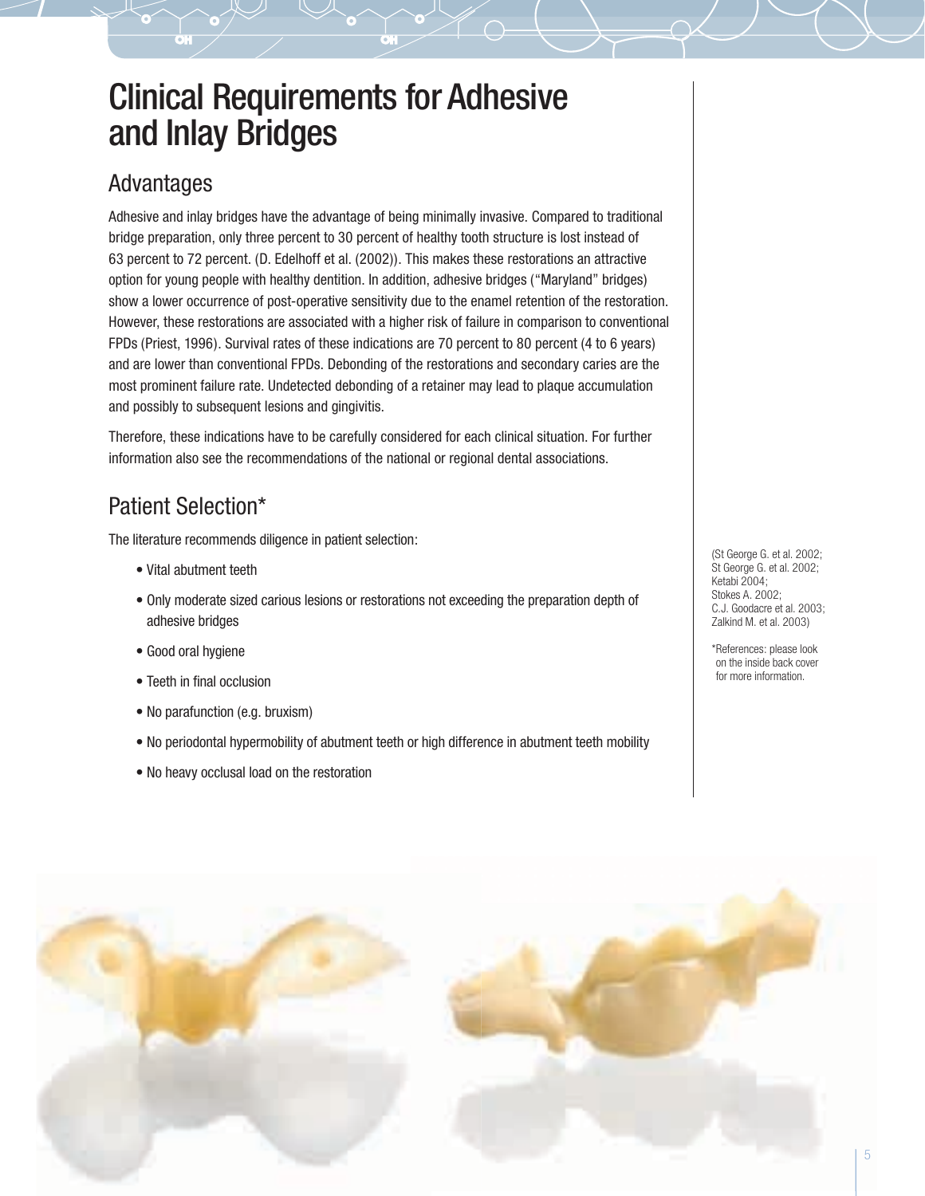# Clinical Requirements for Adhesive and Inlay Bridges

## Advantages

Adhesive and inlay bridges have the advantage of being minimally invasive. Compared to traditional bridge preparation, only three percent to 30 percent of healthy tooth structure is lost instead of 63 percent to 72 percent. (D. Edelhoff et al. (2002)). This makes these restorations an attractive option for young people with healthy dentition. In addition, adhesive bridges (“Maryland” bridges) show a lower occurrence of post-operative sensitivity due to the enamel retention of the restoration. However, these restorations are associated with a higher risk of failure in comparison to conventional FPDs (Priest, 1996). Survival rates of these indications are 70 percent to 80 percent (4 to 6 years) and are lower than conventional FPDs. Debonding of the restorations and secondary caries are the most prominent failure rate. Undetected debonding of a retainer may lead to plaque accumulation and possibly to subsequent lesions and gingivitis.

Therefore, these indications have to be carefully considered for each clinical situation. For further information also see the recommendations of the national or regional dental associations.

## Patient Selection*

The literature recommends diligence in patient selection:

- Vital abutment teeth
- Only moderate sized carious lesions or restorations not exceeding the preparation depth of adhesive bridges
- Good oral hygiene
- Teeth in final occlusion
- No parafunction (e.g. bruxism)
- No periodontal hypermobility of abutment teeth or high difference in abutment teeth mobility
- No heavy occlusal load on the restoration

(St George G. et al. 2002; St George G. et al. 2002; Ketabi 2004; Stokes A. 2002; C.J. Goodacre et al. 2003; Zalkind M. et al. 2003)

*References: please look on the inside back cover for more information.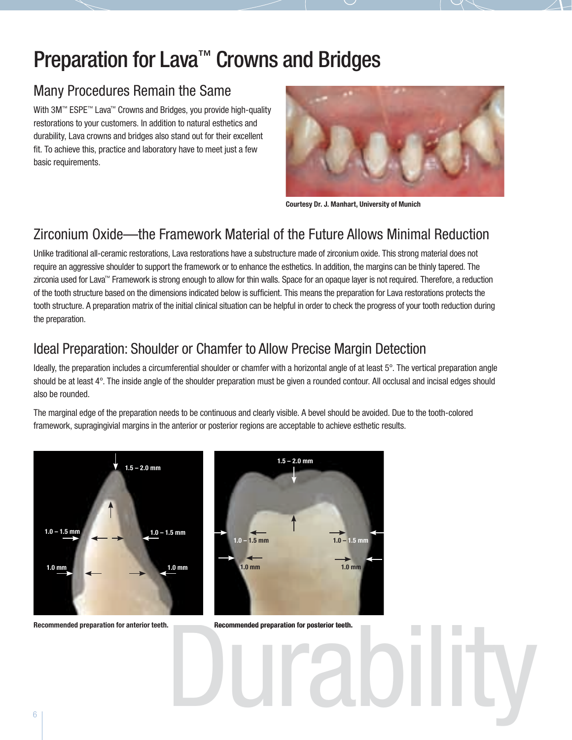# Preparation for Lava™ Crowns and Bridges

## Many Procedures Remain the Same

With 3M™ ESPE™ Lava™ Crowns and Bridges, you provide high-quality restorations to your customers. In addition to natural esthetics and durability, Lava crowns and bridges also stand out for their excellent fit. To achieve this, practice and laboratory have to meet just a few basic requirements.

Courtesy Dr. J. Manhart, University of Munich

## Zirconium Oxide—the Framework Material of the Future Allows Minimal Reduction

Unlike traditional all-ceramic restorations, Lava restorations have a substructure made of zirconium oxide. This strong material does not require an aggressive shoulder to support the framework or to enhance the esthetics. In addition, the margins can be thinly tapered. The zirconia used for Lava™ Framework is strong enough to allow for thin walls. Space for an opaque layer is not required. Therefore, a reduction of the tooth structure based on the dimensions indicated below is sufficient. This means the preparation for Lava restorations protects the tooth structure. A preparation matrix of the initial clinical situation can be helpful in order to check the progress of your tooth reduction during the preparation.

## Ideal Preparation: Shoulder or Chamfer to Allow Precise Margin Detection

Ideally, the preparation includes a circumferential shoulder or chamfer with a horizontal angle of at least 5°. The vertical preparation angle should be at least 4°. The inside angle of the shoulder preparation must be given a rounded contour. All occlusal and incisal edges should also be rounded.

The marginal edge of the preparation needs to be continuous and clearly visible. A bevel should be avoided. Due to the tooth-colored framework, supragingivial margins in the anterior or posterior regions are acceptable to achieve esthetic results.

1.5 – 2.0 mm

1.0 – 1.5 mm | 1.0 – 1.5 mm

1.0 mm | 1.0 mm

Recommended preparation for anterior teeth.

1.5 – 2.0 mm

1.0 – 1.5 mm | 1.0 – 1.5 mm

1.0 mm | 1.0 mm

Recommended preparation for posterior teeth.

Durability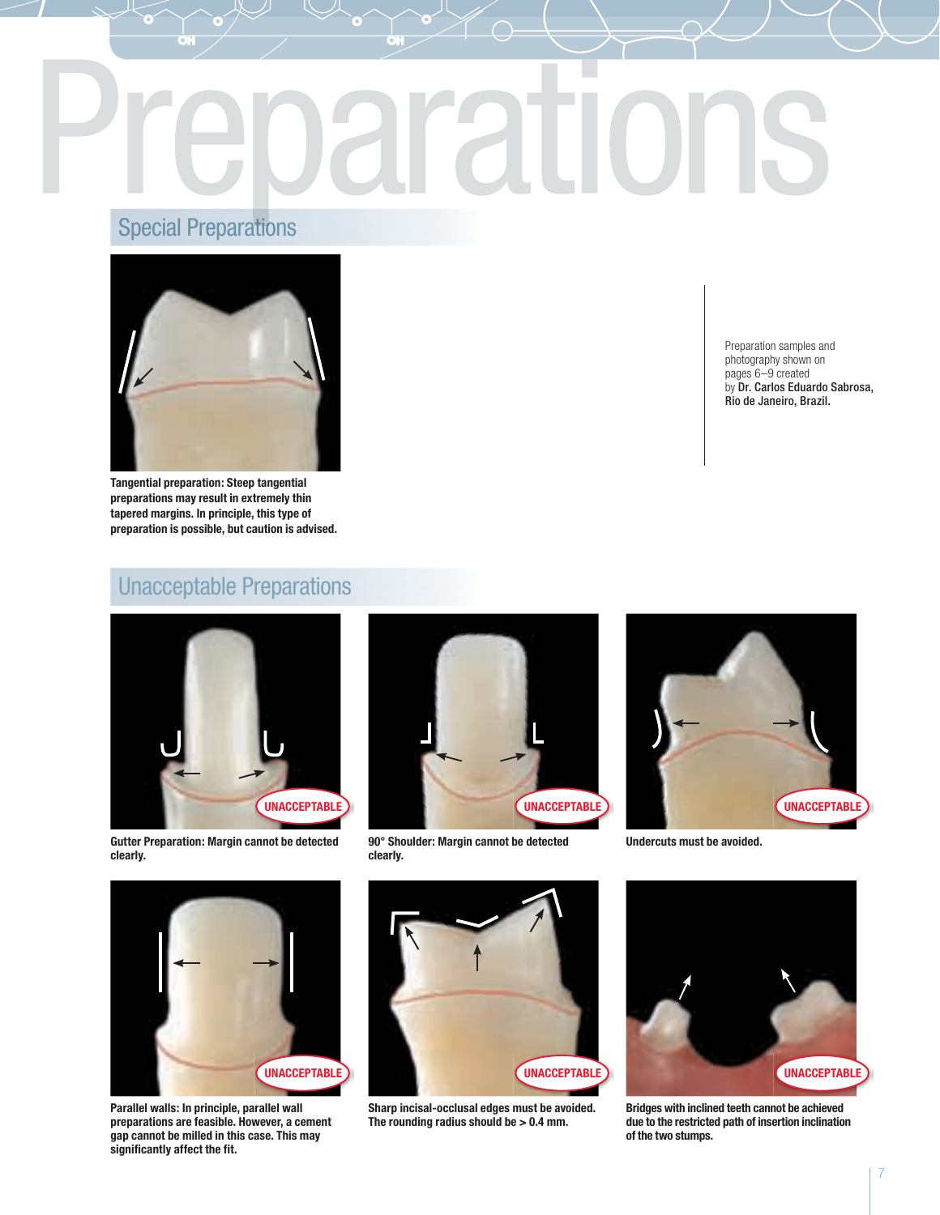# Preparations

## Special Preparations

**Tangential preparation: Steep tangential preparations may result in extremely thin tapered margins. In principle, this type of preparation is possible, but caution is advised.**

Preparation samples and photography shown on pages 6–9 created by **Dr. Carlos Eduardo Sabrosa, Rio de Janeiro, Brazil.**

## Unacceptable Preparations

UNACCEPTABLE

**Gutter Preparation: Margin cannot be detected clearly.**

UNACCEPTABLE

**90° Shoulder: Margin cannot be detected clearly.**

UNACCEPTABLE

**Undercuts must be avoided.**

UNACCEPTABLE

**Parallel walls: In principle, parallel wall preparations are feasible. However, a cement gap cannot be milled in this case. This may significantly affect the fit.**

UNACCEPTABLE

**Sharp incisal-occlusal edges must be avoided. The rounding radius should be > 0.4 mm.**

UNACCEPTABLE

**Bridges with inclined teeth cannot be achieved due to the restricted path of insertion inclination of the two stumps.**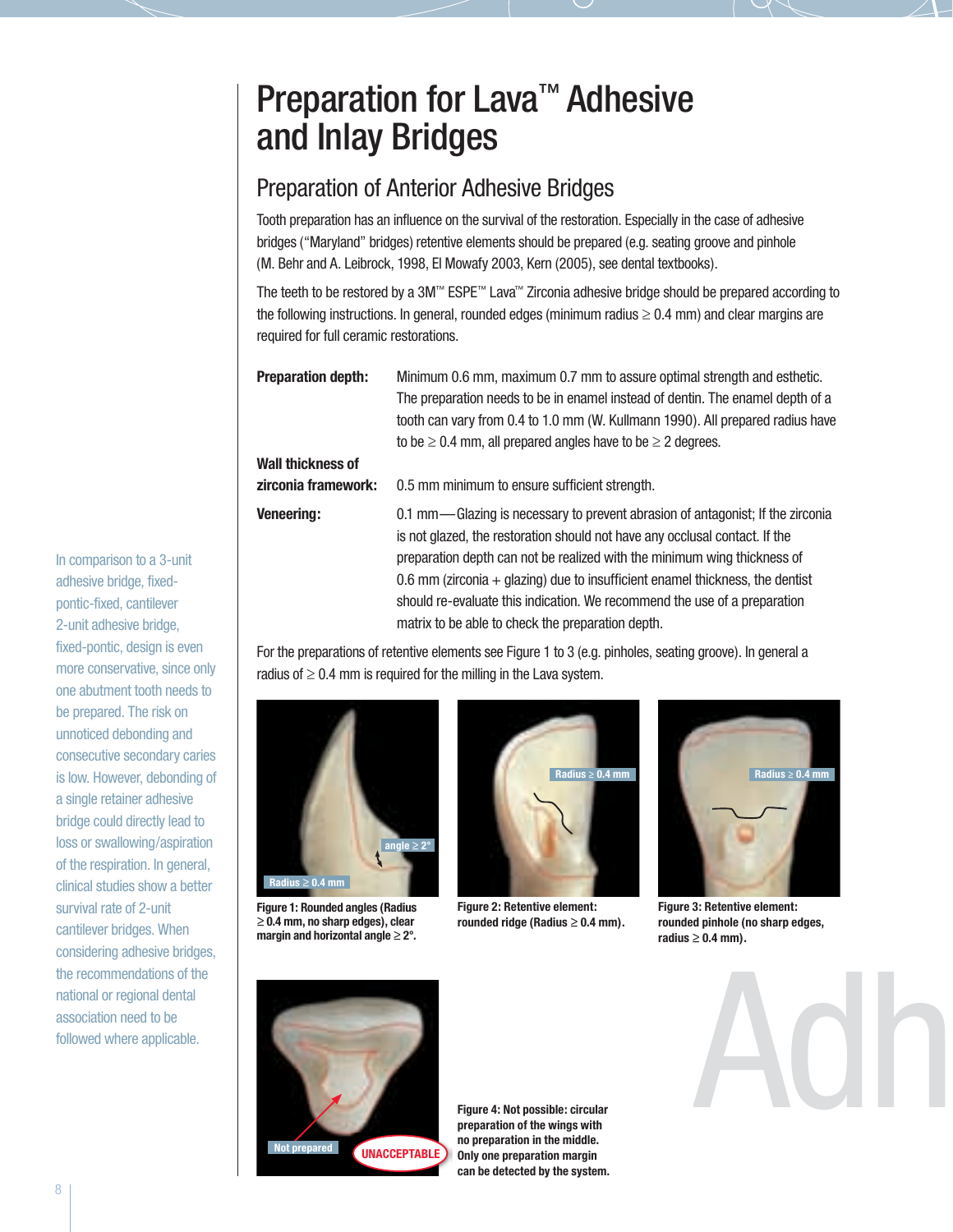# Preparation for Lava™ Adhesive and Inlay Bridges

## Preparation of Anterior Adhesive Bridges

Tooth preparation has an influence on the survival of the restoration. Especially in the case of adhesive bridges ("Maryland" bridges) retentive elements should be prepared (e.g. seating groove and pinhole (M. Behr and A. Leibrock, 1998, El Mowafy 2003, Kern (2005), see dental textbooks).

The teeth to be restored by a 3M™ ESPE™ Lava™ Zirconia adhesive bridge should be prepared according to the following instructions. In general, rounded edges (minimum radius ≥ 0.4 mm) and clear margins are required for full ceramic restorations.

**Preparation depth:** Minimum 0.6 mm, maximum 0.7 mm to assure optimal strength and esthetic. The preparation needs to be in enamel instead of dentin. The enamel depth of a tooth can vary from 0.4 to 1.0 mm (W. Kullmann 1990). All prepared radius have to be ≥ 0.4 mm, all prepared angles have to be ≥ 2 degrees.

**Wall thickness of zirconia framework:** 0.5 mm minimum to ensure sufficient strength.

**Veneering:** 0.1 mm — Glazing is necessary to prevent abrasion of antagonist; If the zirconia is not glazed, the restoration should not have any occlusal contact. If the preparation depth can not be realized with the minimum wing thickness of 0.6 mm (zirconia + glazing) due to insufficient enamel thickness, the dentist should re-evaluate this indication. We recommend the use of a preparation matrix to be able to check the preparation depth.

For the preparations of retentive elements see Figure 1 to 3 (e.g. pinholes, seating groove). In general a radius of ≥ 0.4 mm is required for the milling in the Lava system.

**Figure 1: Rounded angles (Radius ≥ 0.4 mm, no sharp edges), clear margin and horizontal angle ≥ 2°.**

**Figure 2: Retentive element: rounded ridge (Radius ≥ 0.4 mm).**

**Figure 3: Retentive element: rounded pinhole (no sharp edges, radius ≥ 0.4 mm).**

**Figure 4: Not possible: circular preparation of the wings with no preparation in the middle. Only one preparation margin can be detected by the system.**

In comparison to a 3-unit adhesive bridge, fixed-pontic-fixed, cantilever 2-unit adhesive bridge, fixed-pontic, design is even more conservative, since only one abutment tooth needs to be prepared. The risk on unnoticed debonding and consecutive secondary caries is low. However, debonding of a single retainer adhesive bridge could directly lead to loss or swallowing/aspiration of the respiration. In general, clinical studies show a better survival rate of 2-unit cantilever bridges. When considering adhesive bridges, the recommendations of the national or regional dental association need to be followed where applicable.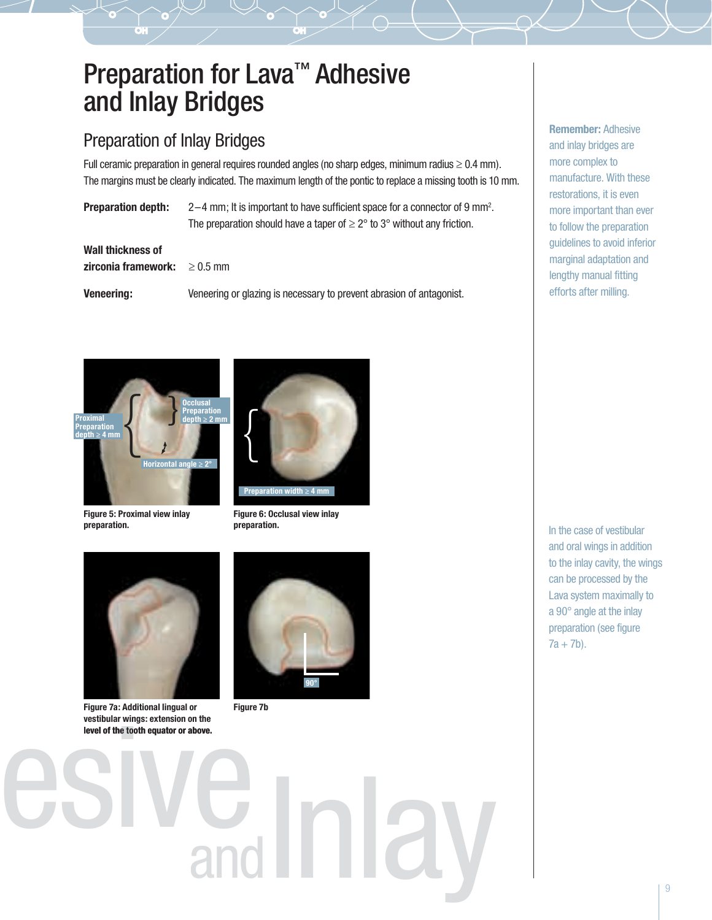# Preparation for Lava™ Adhesive and Inlay Bridges

## Preparation of Inlay Bridges

Full ceramic preparation in general requires rounded angles (no sharp edges, minimum radius ≥ 0.4 mm). The margins must be clearly indicated. The maximum length of the pontic to replace a missing tooth is 10 mm.

**Preparation depth:** 2 – 4 mm; It is important to have sufficient space for a connector of 9 $mm^2$. The preparation should have a taper of ≥ 2° to 3° without any friction.

**Wall thickness of zirconia framework:** ≥ 0.5 mm

**Veneering:** Veneering or glazing is necessary to prevent abrasion of antagonist.

**Remember:** Adhesive and inlay bridges are more complex to manufacture. With these restorations, it is even more important than ever to follow the preparation guidelines to avoid inferior marginal adaptation and lengthy manual fitting efforts after milling.

Proximal Preparation depth ≥ 4 mm

Occlusal Preparation depth ≥ 2 mm

Horizontal angle ≥ 2°

**Figure 5: Proximal view inlay preparation.**

Preparation width ≥ 4 mm

**Figure 6: Occlusal view inlay preparation.**

**Figure 7a: Additional lingual or vestibular wings: extension on the level of the tooth equator or above.**

90°

**Figure 7b**

In the case of vestibular and oral wings in addition to the inlay cavity, the wings can be processed by the Lava system maximally to a 90° angle at the inlay preparation (see figure 7a + 7b).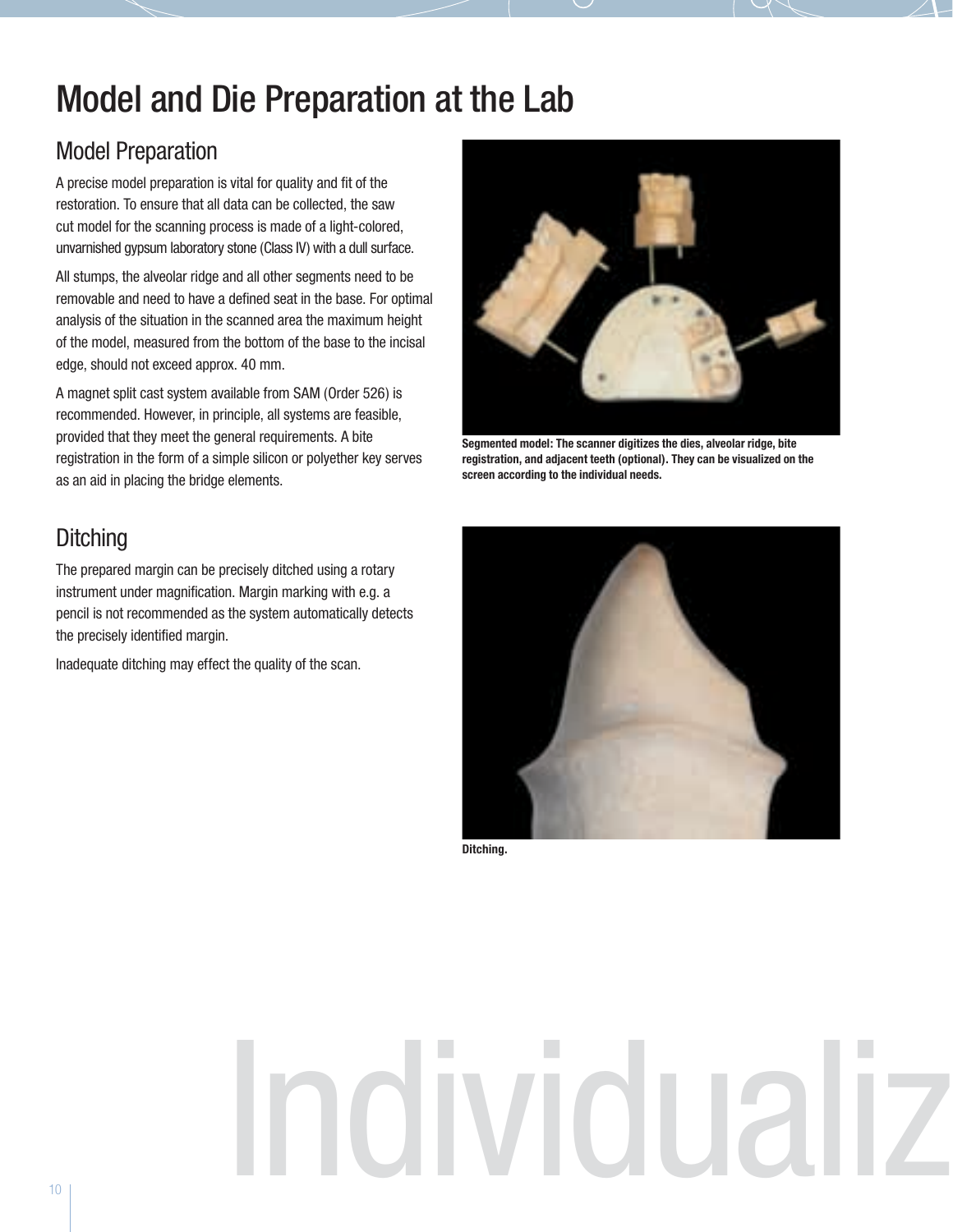# Model and Die Preparation at the Lab

## Model Preparation

A precise model preparation is vital for quality and fit of the restoration. To ensure that all data can be collected, the saw cut model for the scanning process is made of a light-colored, unvarnished gypsum laboratory stone (Class IV) with a dull surface.

All stumps, the alveolar ridge and all other segments need to be removable and need to have a defined seat in the base. For optimal analysis of the situation in the scanned area the maximum height of the model, measured from the bottom of the base to the incisal edge, should not exceed approx. 40 mm.

A magnet split cast system available from SAM (Order 526) is recommended. However, in principle, all systems are feasible, provided that they meet the general requirements. A bite registration in the form of a simple silicon or polyether key serves as an aid in placing the bridge elements.

**Segmented model: The scanner digitizes the dies, alveolar ridge, bite registration, and adjacent teeth (optional). They can be visualized on the screen according to the individual needs.**

## Ditching

The prepared margin can be precisely ditched using a rotary instrument under magnification. Margin marking with e.g. a pencil is not recommended as the system automatically detects the precisely identified margin.

Inadequate ditching may effect the quality of the scan.

**Ditching.**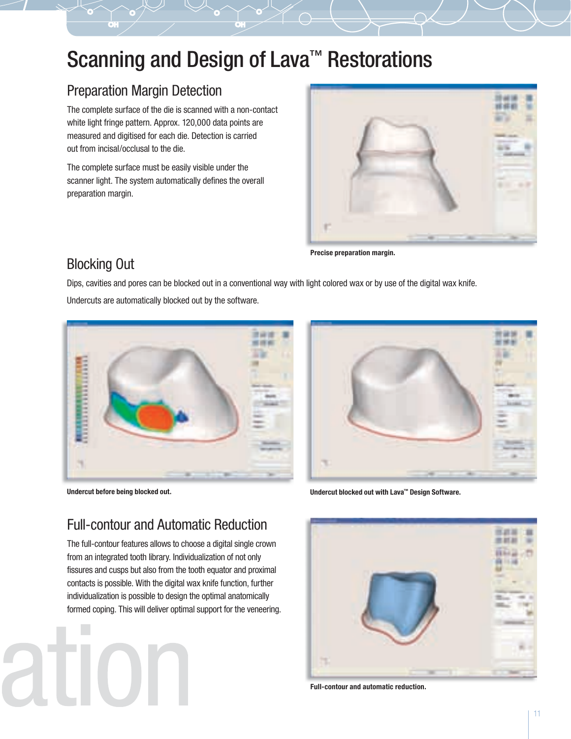# Scanning and Design of Lava™ Restorations

## Preparation Margin Detection

The complete surface of the die is scanned with a non-contact white light fringe pattern. Approx. 120,000 data points are measured and digitised for each die. Detection is carried out from incisal/occlusal to the die.

The complete surface must be easily visible under the scanner light. The system automatically defines the overall preparation margin.

**Precise preparation margin.**

## Blocking Out

Dips, cavities and pores can be blocked out in a conventional way with light colored wax or by use of the digital wax knife.

Undercuts are automatically blocked out by the software.

**Undercut before being blocked out.**

**Undercut blocked out with Lava™ Design Software.**

## Full-contour and Automatic Reduction

The full-contour features allows to choose a digital single crown from an integrated tooth library. Individualization of not only fissures and cusps but also from the tooth equator and proximal contacts is possible. With the digital wax knife function, further individualization is possible to design the optimal anatomically formed coping. This will deliver optimal support for the veneering.

**Full-contour and automatic reduction.**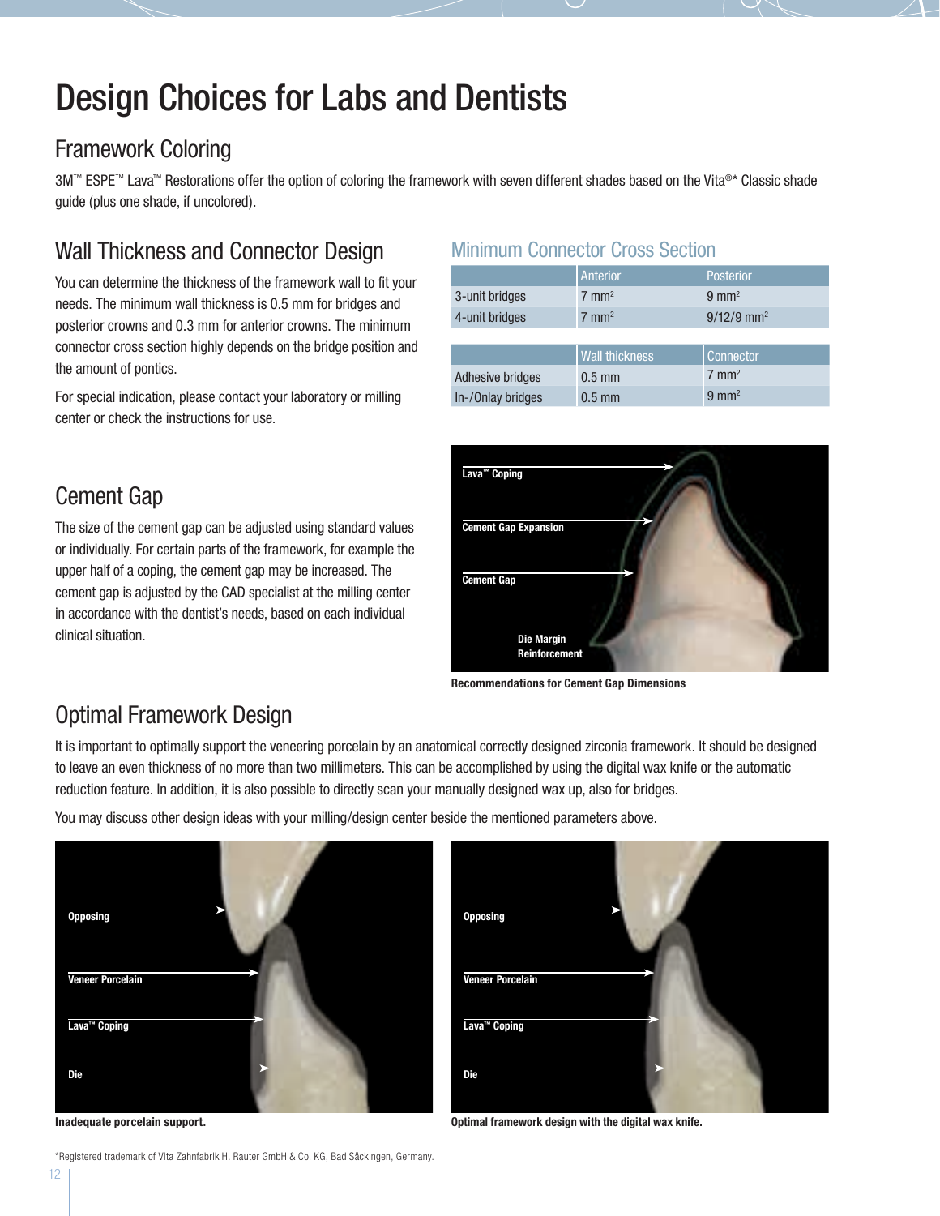# Design Choices for Labs and Dentists

## Framework Coloring

3M™ ESPE™ Lava™ Restorations offer the option of coloring the framework with seven different shades based on the Vita®* Classic shade guide (plus one shade, if uncolored).

## Wall Thickness and Connector Design

You can determine the thickness of the framework wall to fit your needs. The minimum wall thickness is 0.5 mm for bridges and posterior crowns and 0.3 mm for anterior crowns. The minimum connector cross section highly depends on the bridge position and the amount of pontics.

For special indication, please contact your laboratory or milling center or check the instructions for use.

### Minimum Connector Cross Section

| | Anterior | Posterior |
|---|---|---|
| 3-unit bridges | 7 mm² | 9 mm² |
| 4-unit bridges | 7 mm² | 9/12/9 mm² |

| | Wall thickness | Connector |
|---|---|---|
| Adhesive bridges | 0.5 mm | 7 mm² |
| In-/Onlay bridges | 0.5 mm | 9 mm² |

## Cement Gap

The size of the cement gap can be adjusted using standard values or individually. For certain parts of the framework, for example the upper half of a coping, the cement gap may be increased. The cement gap is adjusted by the CAD specialist at the milling center in accordance with the dentist's needs, based on each individual clinical situation.

**Recommendations for Cement Gap Dimensions**

## Optimal Framework Design

It is important to optimally support the veneering porcelain by an anatomical correctly designed zirconia framework. It should be designed to leave an even thickness of no more than two millimeters. This can be accomplished by using the digital wax knife or the automatic reduction feature. In addition, it is also possible to directly scan your manually designed wax up, also for bridges.

You may discuss other design ideas with your milling/design center beside the mentioned parameters above.

**Inadequate porcelain support.**

**Optimal framework design with the digital wax knife.**

*Registered trademark of Vita Zahnfabrik H. Rauter GmbH & Co. KG, Bad Säckingen, Germany.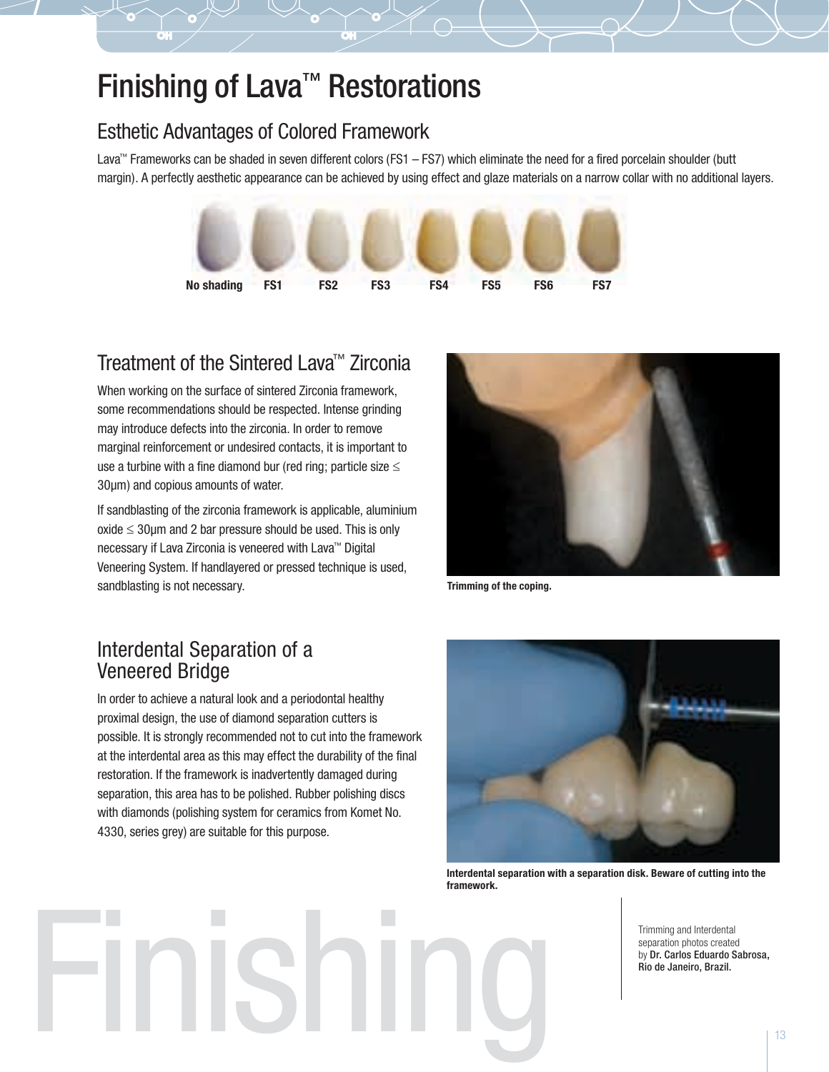# Finishing of Lava™ Restorations

## Esthetic Advantages of Colored Framework

Lava™ Frameworks can be shaded in seven different colors (FS1 – FS7) which eliminate the need for a fired porcelain shoulder (butt margin). A perfectly aesthetic appearance can be achieved by using effect and glaze materials on a narrow collar with no additional layers.

**No shading** **FS1** **FS2** **FS3** **FS4** **FS5** **FS6** **FS7**

## Treatment of the Sintered Lava™ Zirconia

When working on the surface of sintered Zirconia framework, some recommendations should be respected. Intense grinding may introduce defects into the zirconia. In order to remove marginal reinforcement or undesired contacts, it is important to use a turbine with a fine diamond bur (red ring; particle size ≤ 30µm) and copious amounts of water.

If sandblasting of the zirconia framework is applicable, aluminium oxide ≤ 30µm and 2 bar pressure should be used. This is only necessary if Lava Zirconia is veneered with Lava™ Digital Veneering System. If handlayered or pressed technique is used, sandblasting is not necessary.

**Trimming of the coping.**

## Interdental Separation of a Veneered Bridge

In order to achieve a natural look and a periodontal healthy proximal design, the use of diamond separation cutters is possible. It is strongly recommended not to cut into the framework at the interdental area as this may effect the durability of the final restoration. If the framework is inadvertently damaged during separation, this area has to be polished. Rubber polishing discs with diamonds (polishing system for ceramics from Komet No. 4330, series grey) are suitable for this purpose.

**Interdental separation with a separation disk. Beware of cutting into the framework.**

Trimming and Interdental separation photos created by **Dr. Carlos Eduardo Sabrosa, Rio de Janeiro, Brazil.**

Finishing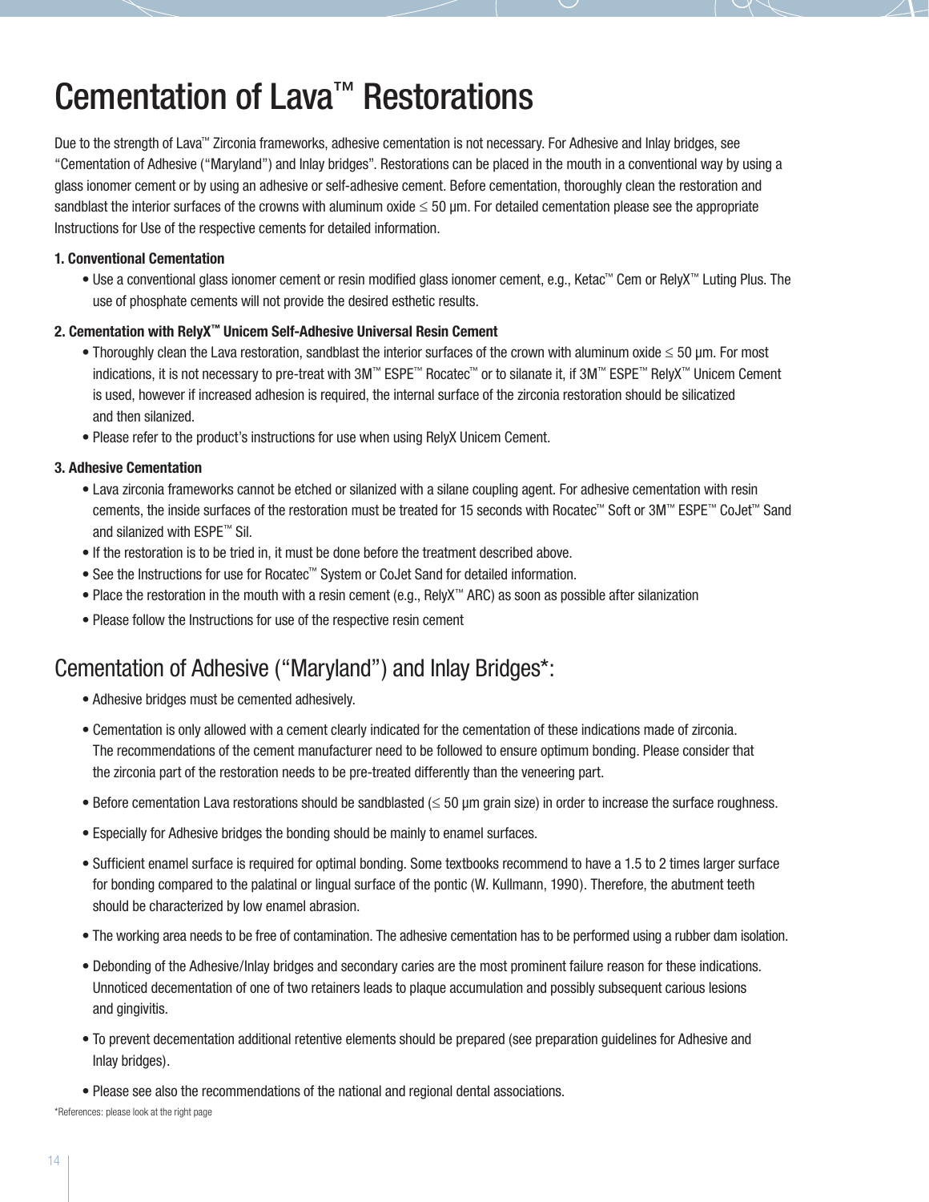# Cementation of Lava™ Restorations

Due to the strength of Lava™ Zirconia frameworks, adhesive cementation is not necessary. For Adhesive and Inlay bridges, see "Cementation of Adhesive ("Maryland") and Inlay bridges". Restorations can be placed in the mouth in a conventional way by using a glass ionomer cement or by using an adhesive or self-adhesive cement. Before cementation, thoroughly clean the restoration and sandblast the interior surfaces of the crowns with aluminum oxide ≤ 50 µm. For detailed cementation please see the appropriate Instructions for Use of the respective cements for detailed information.

**1. Conventional Cementation**

- Use a conventional glass ionomer cement or resin modified glass ionomer cement, e.g., Ketac™ Cem or RelyX™ Luting Plus. The use of phosphate cements will not provide the desired esthetic results.

**2. Cementation with RelyX™ Unicem Self-Adhesive Universal Resin Cement**

- Thoroughly clean the Lava restoration, sandblast the interior surfaces of the crown with aluminum oxide ≤ 50 µm. For most indications, it is not necessary to pre-treat with 3M™ ESPE™ Rocatec™ or to silanate it, if 3M™ ESPE™ RelyX™ Unicem Cement is used, however if increased adhesion is required, the internal surface of the zirconia restoration should be silicatized and then silanized.
- Please refer to the product's instructions for use when using RelyX Unicem Cement.

**3. Adhesive Cementation**

- Lava zirconia frameworks cannot be etched or silanized with a silane coupling agent. For adhesive cementation with resin cements, the inside surfaces of the restoration must be treated for 15 seconds with Rocatec™ Soft or 3M™ ESPE™ CoJet™ Sand and silanized with ESPE™ Sil.
- If the restoration is to be tried in, it must be done before the treatment described above.
- See the Instructions for use for Rocatec™ System or CoJet Sand for detailed information.
- Place the restoration in the mouth with a resin cement (e.g., RelyX™ ARC) as soon as possible after silanization
- Please follow the Instructions for use of the respective resin cement

## Cementation of Adhesive ("Maryland") and Inlay Bridges*:

- Adhesive bridges must be cemented adhesively.
- Cementation is only allowed with a cement clearly indicated for the cementation of these indications made of zirconia. The recommendations of the cement manufacturer need to be followed to ensure optimum bonding. Please consider that the zirconia part of the restoration needs to be pre-treated differently than the veneering part.
- Before cementation Lava restorations should be sandblasted (≤ 50 µm grain size) in order to increase the surface roughness.
- Especially for Adhesive bridges the bonding should be mainly to enamel surfaces.
- Sufficient enamel surface is required for optimal bonding. Some textbooks recommend to have a 1.5 to 2 times larger surface for bonding compared to the palatinal or lingual surface of the pontic (W. Kullmann, 1990). Therefore, the abutment teeth should be characterized by low enamel abrasion.
- The working area needs to be free of contamination. The adhesive cementation has to be performed using a rubber dam isolation.
- Debonding of the Adhesive/Inlay bridges and secondary caries are the most prominent failure reason for these indications. Unnoticed decementation of one of two retainers leads to plaque accumulation and possibly subsequent carious lesions and gingivitis.
- To prevent decementation additional retentive elements should be prepared (see preparation guidelines for Adhesive and Inlay bridges).
- Please see also the recommendations of the national and regional dental associations.

*References: please look at the right page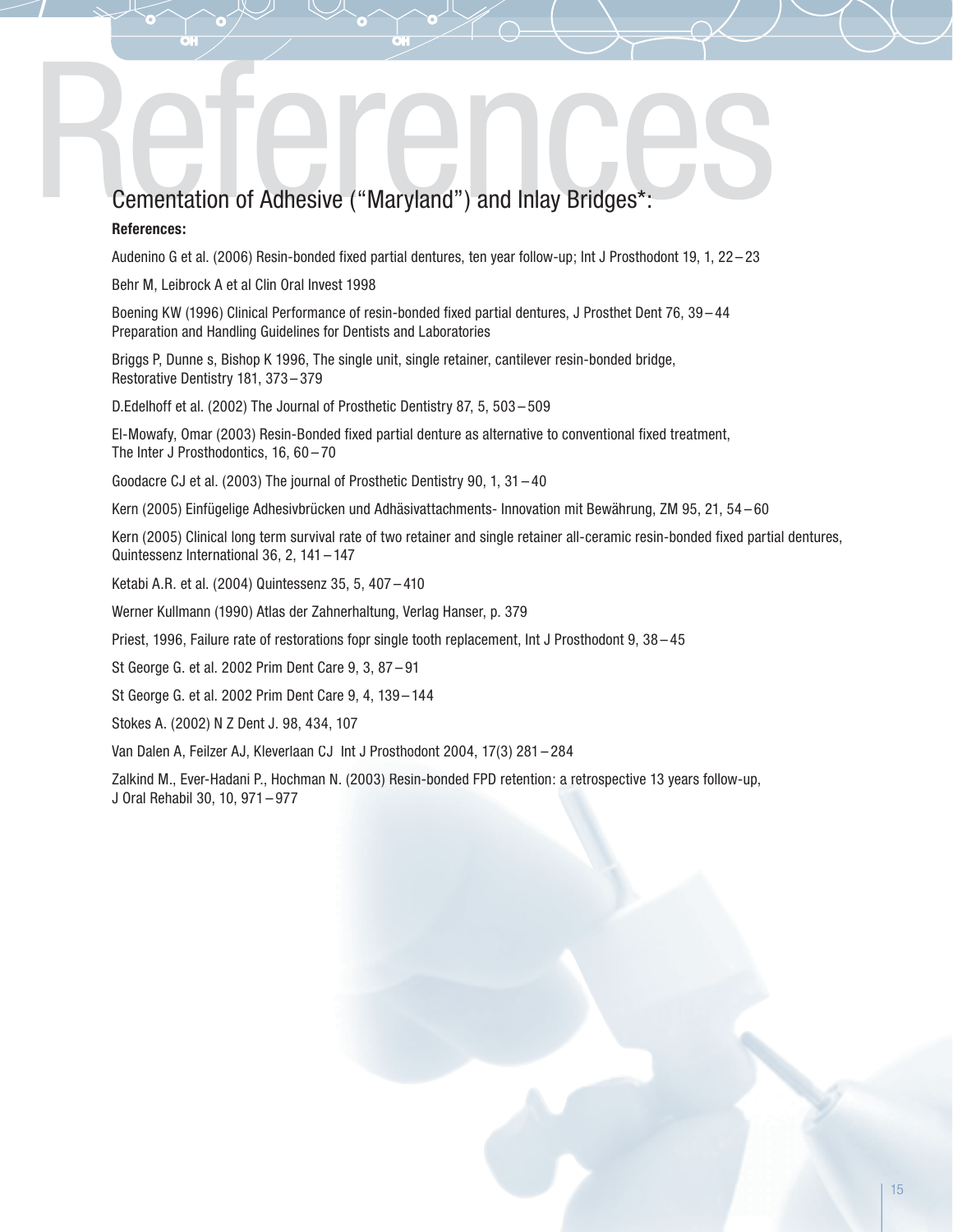# References

## Cementation of Adhesive ("Maryland") and Inlay Bridges*:

**References:**

Audenino G et al. (2006) Resin-bonded fixed partial dentures, ten year follow-up; Int J Prosthodont 19, 1, 22 – 23

Behr M, Leibrock A et al Clin Oral Invest 1998

Boening KW (1996) Clinical Performance of resin-bonded fixed partial dentures, J Prosthet Dent 76, 39 – 44
Preparation and Handling Guidelines for Dentists and Laboratories

Briggs P, Dunne s, Bishop K 1996, The single unit, single retainer, cantilever resin-bonded bridge,
Restorative Dentistry 181, 373 – 379

D.Edelhoff et al. (2002) The Journal of Prosthetic Dentistry 87, 5, 503 – 509

El-Mowafy, Omar (2003) Resin-Bonded fixed partial denture as alternative to conventional fixed treatment,
The Inter J Prosthodontics, 16, 60 – 70

Goodacre CJ et al. (2003) The journal of Prosthetic Dentistry 90, 1, 31 – 40

Kern (2005) Einfügelige Adhesivbrücken und Adhäsivattachments- Innovation mit Bewährung, ZM 95, 21, 54 – 60

Kern (2005) Clinical long term survival rate of two retainer and single retainer all-ceramic resin-bonded fixed partial dentures,
Quintessenz International 36, 2, 141 – 147

Ketabi A.R. et al. (2004) Quintessenz 35, 5, 407 – 410

Werner Kullmann (1990) Atlas der Zahnerhaltung, Verlag Hanser, p. 379

Priest, 1996, Failure rate of restorations fopr single tooth replacement, Int J Prosthodont 9, 38 – 45

St George G. et al. 2002 Prim Dent Care 9, 3, 87 – 91

St George G. et al. 2002 Prim Dent Care 9, 4, 139 – 144

Stokes A. (2002) N Z Dent J. 98, 434, 107

Van Dalen A, Feilzer AJ, Kleverlaan CJ Int J Prosthodont 2004, 17(3) 281 – 284

Zalkind M., Ever-Hadani P., Hochman N. (2003) Resin-bonded FPD retention: a retrospective 13 years follow-up,
J Oral Rehabil 30, 10, 971 – 977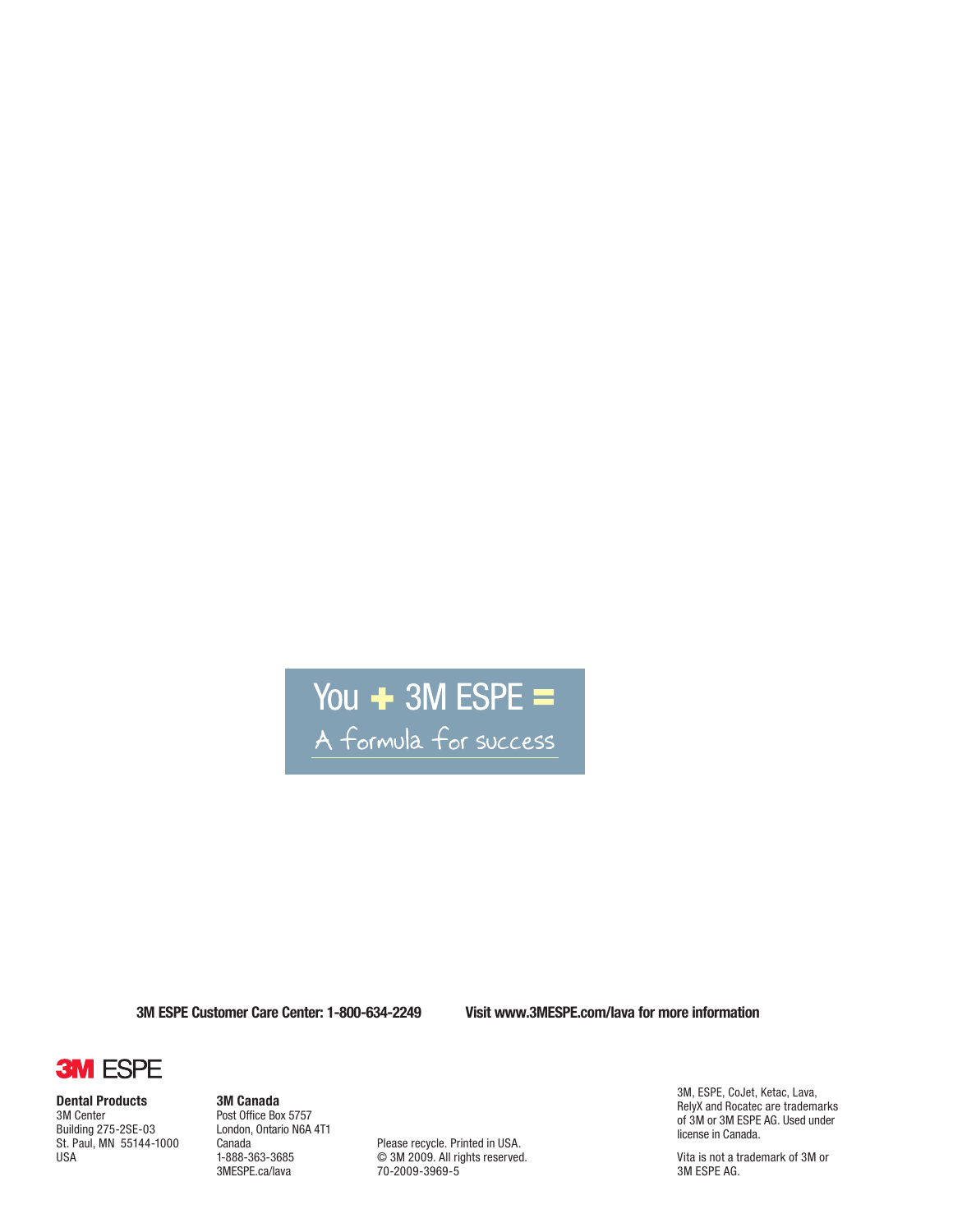You + 3M ESPE =

A formula for success

**3M ESPE Customer Care Center: 1-800-634-2249**

**Visit www.3MESPE.com/lava for more information**

3M ESPE

**Dental Products**
3M Center
Building 275-2SE-03
St. Paul, MN 55144-1000
USA

**3M Canada**
Post Office Box 5757
London, Ontario N6A 4T1
Canada
1-888-363-3685
3MESPE.ca/lava

Please recycle. Printed in USA.
© 3M 2009. All rights reserved.
70-2009-3969-5

3M, ESPE, CoJet, Ketac, Lava, RelyX and Rocatec are trademarks of 3M or 3M ESPE AG. Used under license in Canada.

Vita is not a trademark of 3M or 3M ESPE AG.